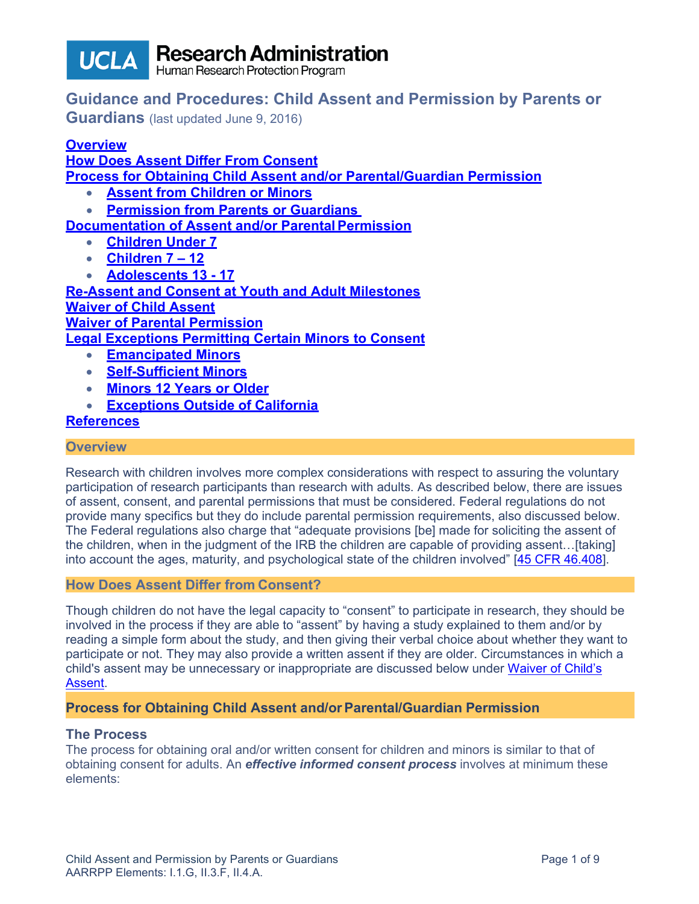UCLA Research Administration
Human Research Protection Program

# Guidance and Procedures: Child Assent and Permission by Parents or Guardians (last updated June 9, 2016)

**Overview**
**How Does Assent Differ From Consent**
**Process for Obtaining Child Assent and/or Parental/Guardian Permission**
- **Assent from Children or Minors**
- **Permission from Parents or Guardians**

**Documentation of Assent and/or Parental Permission**
- **Children Under 7**
- **Children 7 – 12**
- **Adolescents 13 - 17**

**Re-Assent and Consent at Youth and Adult Milestones**
**Waiver of Child Assent**
**Waiver of Parental Permission**
**Legal Exceptions Permitting Certain Minors to Consent**
- **Emancipated Minors**
- **Self-Sufficient Minors**
- **Minors 12 Years or Older**
- **Exceptions Outside of California**

**References**

## Overview

Research with children involves more complex considerations with respect to assuring the voluntary participation of research participants than research with adults. As described below, there are issues of assent, consent, and parental permissions that must be considered. Federal regulations do not provide many specifics but they do include parental permission requirements, also discussed below. The Federal regulations also charge that "adequate provisions [be] made for soliciting the assent of the children, when in the judgment of the IRB the children are capable of providing assent…[taking] into account the ages, maturity, and psychological state of the children involved" [45 CFR 46.408].

## How Does Assent Differ from Consent?

Though children do not have the legal capacity to "consent" to participate in research, they should be involved in the process if they are able to "assent" by having a study explained to them and/or by reading a simple form about the study, and then giving their verbal choice about whether they want to participate or not. They may also provide a written assent if they are older. Circumstances in which a child's assent may be unnecessary or inappropriate are discussed below under Waiver of Child's Assent.

## Process for Obtaining Child Assent and/or Parental/Guardian Permission

### The Process

The process for obtaining oral and/or written consent for children and minors is similar to that of obtaining consent for adults. An ***effective informed consent process*** involves at minimum these elements: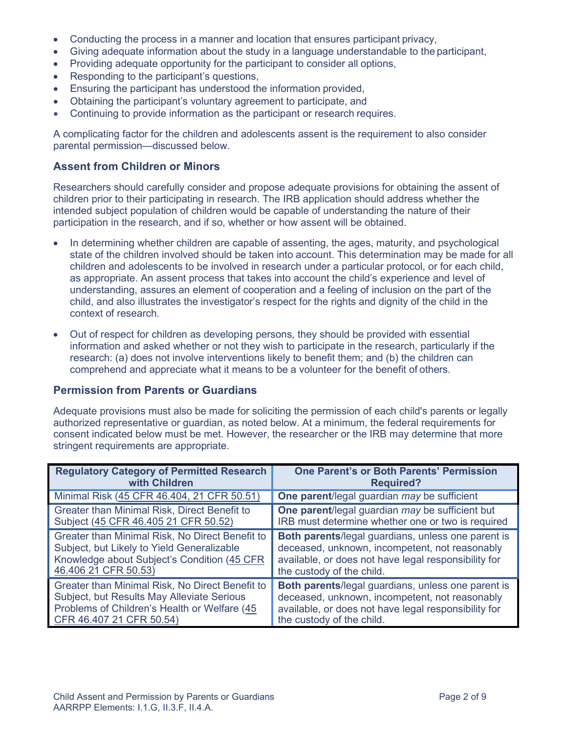- Conducting the process in a manner and location that ensures participant privacy,
- Giving adequate information about the study in a language understandable to the participant,
- Providing adequate opportunity for the participant to consider all options,
- Responding to the participant's questions,
- Ensuring the participant has understood the information provided,
- Obtaining the participant's voluntary agreement to participate, and
- Continuing to provide information as the participant or research requires.

A complicating factor for the children and adolescents assent is the requirement to also consider parental permission—discussed below.

### Assent from Children or Minors

Researchers should carefully consider and propose adequate provisions for obtaining the assent of children prior to their participating in research. The IRB application should address whether the intended subject population of children would be capable of understanding the nature of their participation in the research, and if so, whether or how assent will be obtained.

- In determining whether children are capable of assenting, the ages, maturity, and psychological state of the children involved should be taken into account. This determination may be made for all children and adolescents to be involved in research under a particular protocol, or for each child, as appropriate. An assent process that takes into account the child's experience and level of understanding, assures an element of cooperation and a feeling of inclusion on the part of the child, and also illustrates the investigator's respect for the rights and dignity of the child in the context of research.

- Out of respect for children as developing persons, they should be provided with essential information and asked whether or not they wish to participate in the research, particularly if the research: (a) does not involve interventions likely to benefit them; and (b) the children can comprehend and appreciate what it means to be a volunteer for the benefit of others.

### Permission from Parents or Guardians

Adequate provisions must also be made for soliciting the permission of each child's parents or legally authorized representative or guardian, as noted below. At a minimum, the federal requirements for consent indicated below must be met. However, the researcher or the IRB may determine that more stringent requirements are appropriate.

| Regulatory Category of Permitted Research with Children | One Parent's or Both Parents' Permission Required? |
|---|---|
| Minimal Risk (45 CFR 46.404, 21 CFR 50.51) | **One parent**/legal guardian *may* be sufficient |
| Greater than Minimal Risk, Direct Benefit to Subject (45 CFR 46.405 21 CFR 50.52) | **One parent**/legal guardian *may* be sufficient but IRB must determine whether one or two is required |
| Greater than Minimal Risk, No Direct Benefit to Subject, but Likely to Yield Generalizable Knowledge about Subject's Condition (45 CFR 46.406 21 CFR 50.53) | **Both parents**/legal guardians, unless one parent is deceased, unknown, incompetent, not reasonably available, or does not have legal responsibility for the custody of the child. |
| Greater than Minimal Risk, No Direct Benefit to Subject, but Results May Alleviate Serious Problems of Children's Health or Welfare (45 CFR 46.407 21 CFR 50.54) | **Both parents**/legal guardians, unless one parent is deceased, unknown, incompetent, not reasonably available, or does not have legal responsibility for the custody of the child. |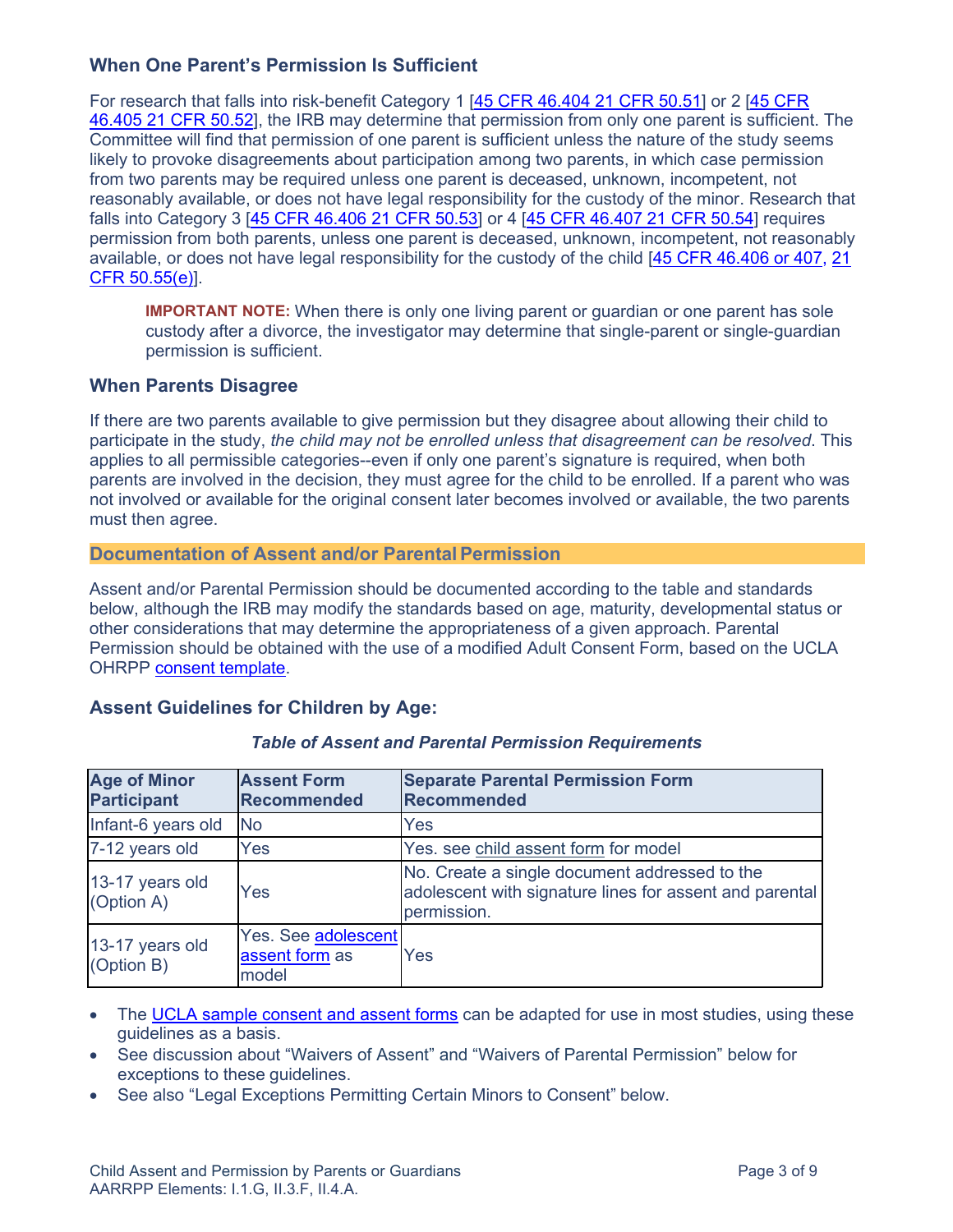### When One Parent's Permission Is Sufficient

For research that falls into risk-benefit Category 1 [45 CFR 46.404 21 CFR 50.51] or 2 [45 CFR 46.405 21 CFR 50.52], the IRB may determine that permission from only one parent is sufficient. The Committee will find that permission of one parent is sufficient unless the nature of the study seems likely to provoke disagreements about participation among two parents, in which case permission from two parents may be required unless one parent is deceased, unknown, incompetent, not reasonably available, or does not have legal responsibility for the custody of the minor. Research that falls into Category 3 [45 CFR 46.406 21 CFR 50.53] or 4 [45 CFR 46.407 21 CFR 50.54] requires permission from both parents, unless one parent is deceased, unknown, incompetent, not reasonably available, or does not have legal responsibility for the custody of the child [45 CFR 46.406 or 407, 21 CFR 50.55(e)].

> **IMPORTANT NOTE:** When there is only one living parent or guardian or one parent has sole custody after a divorce, the investigator may determine that single-parent or single-guardian permission is sufficient.

### When Parents Disagree

If there are two parents available to give permission but they disagree about allowing their child to participate in the study, *the child may not be enrolled unless that disagreement can be resolved*. This applies to all permissible categories--even if only one parent's signature is required, when both parents are involved in the decision, they must agree for the child to be enrolled. If a parent who was not involved or available for the original consent later becomes involved or available, the two parents must then agree.

## Documentation of Assent and/or Parental Permission

Assent and/or Parental Permission should be documented according to the table and standards below, although the IRB may modify the standards based on age, maturity, developmental status or other considerations that may determine the appropriateness of a given approach. Parental Permission should be obtained with the use of a modified Adult Consent Form, based on the UCLA OHRPP consent template.

### Assent Guidelines for Children by Age:

***Table of Assent and Parental Permission Requirements***

| Age of Minor Participant | Assent Form Recommended | Separate Parental Permission Form Recommended |
|---|---|---|
| Infant-6 years old | No | Yes |
| 7-12 years old | Yes | Yes. see child assent form for model |
| 13-17 years old (Option A) | Yes | No. Create a single document addressed to the adolescent with signature lines for assent and parental permission. |
| 13-17 years old (Option B) | Yes. See adolescent assent form as model | Yes |

- The UCLA sample consent and assent forms can be adapted for use in most studies, using these guidelines as a basis.
- See discussion about "Waivers of Assent" and "Waivers of Parental Permission" below for exceptions to these guidelines.
- See also "Legal Exceptions Permitting Certain Minors to Consent" below.

Child Assent and Permission by Parents or Guardians
AARRPP Elements: I.1.G, II.3.F, II.4.A.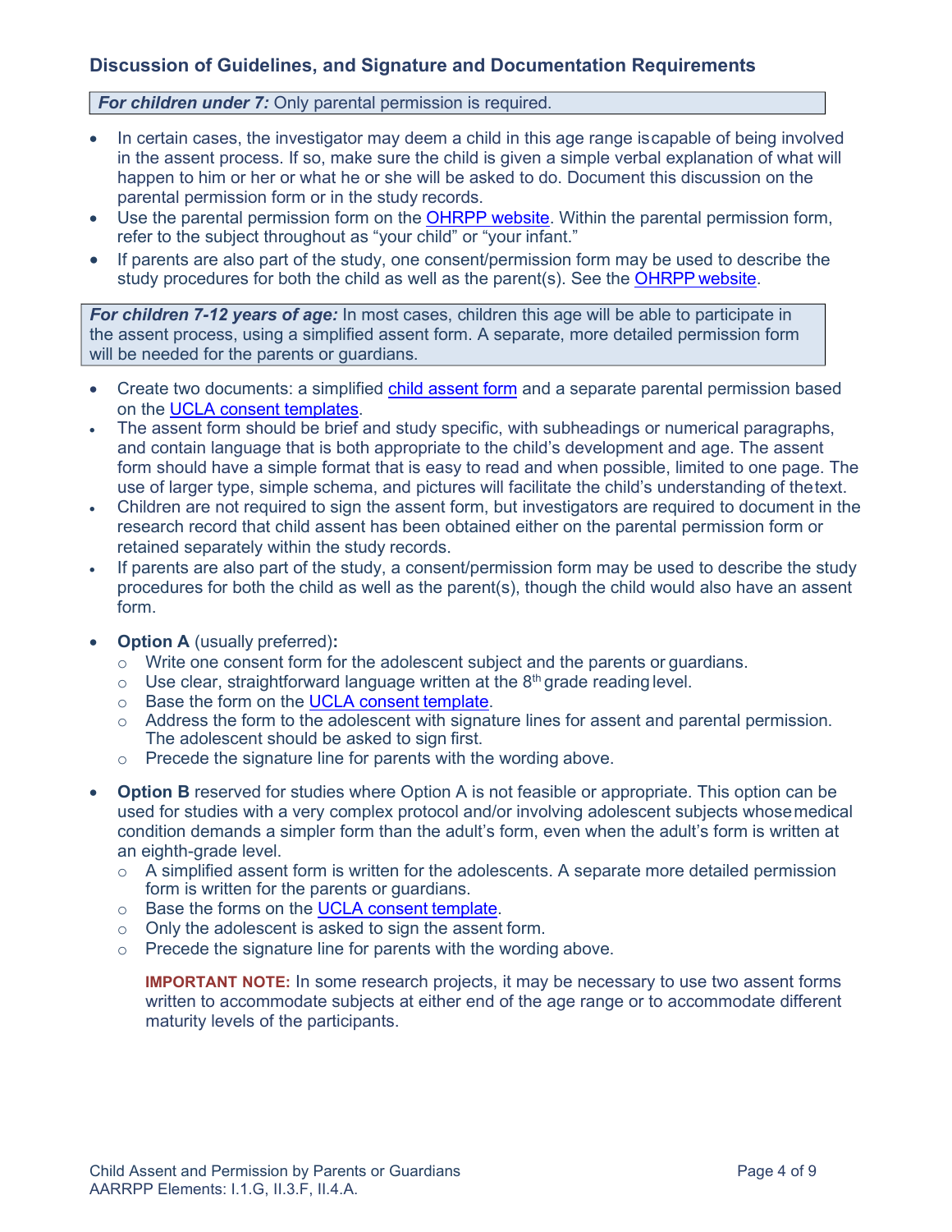## Discussion of Guidelines, and Signature and Documentation Requirements

***For children under 7:*** Only parental permission is required.

- In certain cases, the investigator may deem a child in this age range is capable of being involved in the assent process. If so, make sure the child is given a simple verbal explanation of what will happen to him or her or what he or she will be asked to do. Document this discussion on the parental permission form or in the study records.
- Use the parental permission form on the [OHRPP website](). Within the parental permission form, refer to the subject throughout as "your child" or "your infant."
- If parents are also part of the study, one consent/permission form may be used to describe the study procedures for both the child as well as the parent(s). See the [OHRPP website]().

***For children 7-12 years of age:*** In most cases, children this age will be able to participate in the assent process, using a simplified assent form. A separate, more detailed permission form will be needed for the parents or guardians.

- Create two documents: a simplified [child assent form]() and a separate parental permission based on the [UCLA consent templates]().
- The assent form should be brief and study specific, with subheadings or numerical paragraphs, and contain language that is both appropriate to the child's development and age. The assent form should have a simple format that is easy to read and when possible, limited to one page. The use of larger type, simple schema, and pictures will facilitate the child's understanding of the text.
- Children are not required to sign the assent form, but investigators are required to document in the research record that child assent has been obtained either on the parental permission form or retained separately within the study records.
- If parents are also part of the study, a consent/permission form may be used to describe the study procedures for both the child as well as the parent(s), though the child would also have an assent form.

- **Option A** (usually preferred)**:**
  - Write one consent form for the adolescent subject and the parents or guardians.
  - Use clear, straightforward language written at the 8th grade reading level.
  - Base the form on the [UCLA consent template]().
  - Address the form to the adolescent with signature lines for assent and parental permission. The adolescent should be asked to sign first.
  - Precede the signature line for parents with the wording above.

- **Option B** reserved for studies where Option A is not feasible or appropriate. This option can be used for studies with a very complex protocol and/or involving adolescent subjects whose medical condition demands a simpler form than the adult's form, even when the adult's form is written at an eighth-grade level.
  - A simplified assent form is written for the adolescents. A separate more detailed permission form is written for the parents or guardians.
  - Base the forms on the [UCLA consent template]().
  - Only the adolescent is asked to sign the assent form.
  - Precede the signature line for parents with the wording above.

  **IMPORTANT NOTE:** In some research projects, it may be necessary to use two assent forms written to accommodate subjects at either end of the age range or to accommodate different maturity levels of the participants.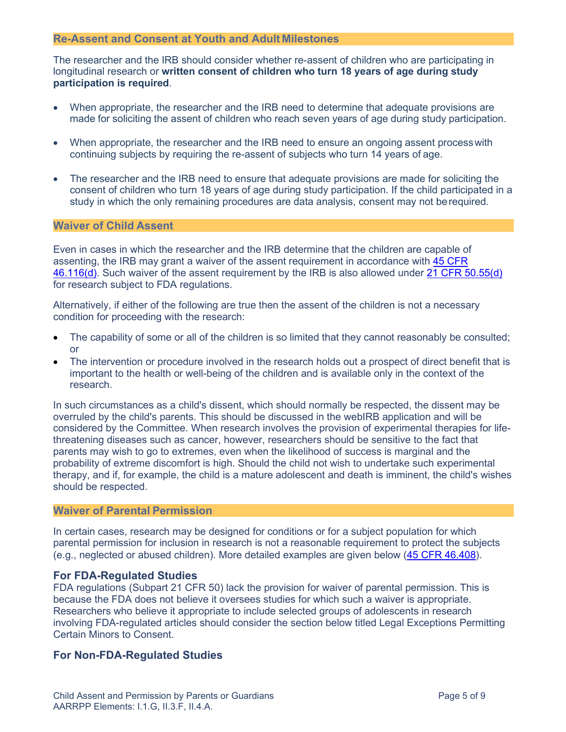## Re-Assent and Consent at Youth and Adult Milestones

The researcher and the IRB should consider whether re-assent of children who are participating in longitudinal research or **written consent of children who turn 18 years of age during study participation is required**.

- When appropriate, the researcher and the IRB need to determine that adequate provisions are made for soliciting the assent of children who reach seven years of age during study participation.
- When appropriate, the researcher and the IRB need to ensure an ongoing assent process with continuing subjects by requiring the re-assent of subjects who turn 14 years of age.
- The researcher and the IRB need to ensure that adequate provisions are made for soliciting the consent of children who turn 18 years of age during study participation. If the child participated in a study in which the only remaining procedures are data analysis, consent may not be required.

## Waiver of Child Assent

Even in cases in which the researcher and the IRB determine that the children are capable of assenting, the IRB may grant a waiver of the assent requirement in accordance with 45 CFR 46.116(d). Such waiver of the assent requirement by the IRB is also allowed under 21 CFR 50.55(d) for research subject to FDA regulations.

Alternatively, if either of the following are true then the assent of the children is not a necessary condition for proceeding with the research:

- The capability of some or all of the children is so limited that they cannot reasonably be consulted; or
- The intervention or procedure involved in the research holds out a prospect of direct benefit that is important to the health or well-being of the children and is available only in the context of the research.

In such circumstances as a child's dissent, which should normally be respected, the dissent may be overruled by the child's parents. This should be discussed in the webIRB application and will be considered by the Committee. When research involves the provision of experimental therapies for life-threatening diseases such as cancer, however, researchers should be sensitive to the fact that parents may wish to go to extremes, even when the likelihood of success is marginal and the probability of extreme discomfort is high. Should the child not wish to undertake such experimental therapy, and if, for example, the child is a mature adolescent and death is imminent, the child's wishes should be respected.

## Waiver of Parental Permission

In certain cases, research may be designed for conditions or for a subject population for which parental permission for inclusion in research is not a reasonable requirement to protect the subjects (e.g., neglected or abused children). More detailed examples are given below (45 CFR 46.408).

### For FDA-Regulated Studies

FDA regulations (Subpart 21 CFR 50) lack the provision for waiver of parental permission. This is because the FDA does not believe it oversees studies for which such a waiver is appropriate. Researchers who believe it appropriate to include selected groups of adolescents in research involving FDA-regulated articles should consider the section below titled Legal Exceptions Permitting Certain Minors to Consent.

### For Non-FDA-Regulated Studies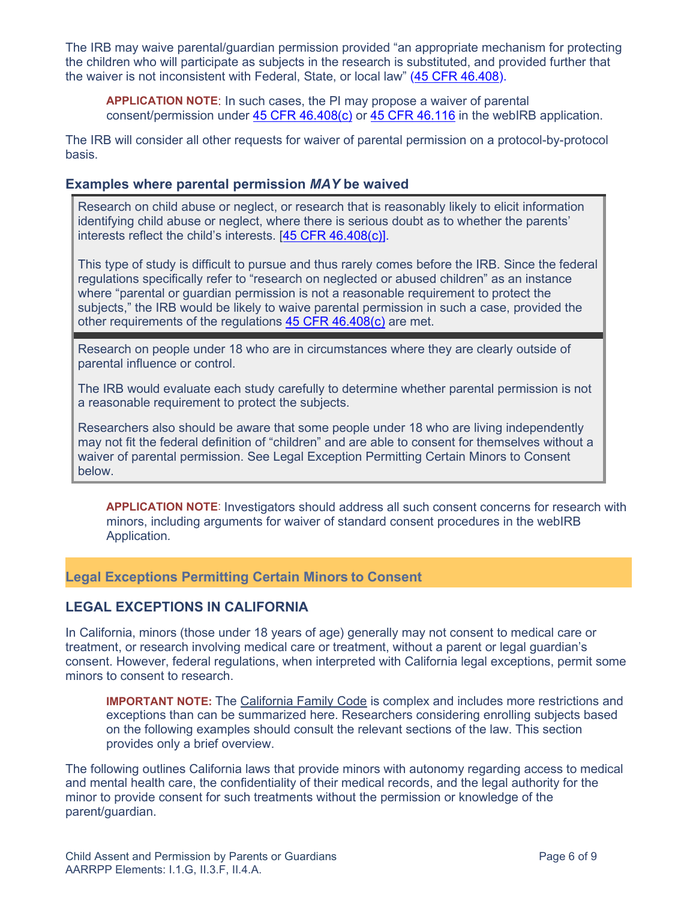The IRB may waive parental/guardian permission provided "an appropriate mechanism for protecting the children who will participate as subjects in the research is substituted, and provided further that the waiver is not inconsistent with Federal, State, or local law" (45 CFR 46.408).

> **APPLICATION NOTE**: In such cases, the PI may propose a waiver of parental consent/permission under 45 CFR 46.408(c) or 45 CFR 46.116 in the webIRB application.

The IRB will consider all other requests for waiver of parental permission on a protocol-by-protocol basis.

### Examples where parental permission *MAY* be waived

Research on child abuse or neglect, or research that is reasonably likely to elicit information identifying child abuse or neglect, where there is serious doubt as to whether the parents' interests reflect the child's interests. [45 CFR 46.408(c)].

This type of study is difficult to pursue and thus rarely comes before the IRB. Since the federal regulations specifically refer to "research on neglected or abused children" as an instance where "parental or guardian permission is not a reasonable requirement to protect the subjects," the IRB would be likely to waive parental permission in such a case, provided the other requirements of the regulations 45 CFR 46.408(c) are met.

Research on people under 18 who are in circumstances where they are clearly outside of parental influence or control.

The IRB would evaluate each study carefully to determine whether parental permission is not a reasonable requirement to protect the subjects.

Researchers also should be aware that some people under 18 who are living independently may not fit the federal definition of "children" and are able to consent for themselves without a waiver of parental permission. See Legal Exception Permitting Certain Minors to Consent below.

> **APPLICATION NOTE**: Investigators should address all such consent concerns for research with minors, including arguments for waiver of standard consent procedures in the webIRB Application.

## Legal Exceptions Permitting Certain Minors to Consent

### LEGAL EXCEPTIONS IN CALIFORNIA

In California, minors (those under 18 years of age) generally may not consent to medical care or treatment, or research involving medical care or treatment, without a parent or legal guardian's consent. However, federal regulations, when interpreted with California legal exceptions, permit some minors to consent to research.

> **IMPORTANT NOTE:** The California Family Code is complex and includes more restrictions and exceptions than can be summarized here. Researchers considering enrolling subjects based on the following examples should consult the relevant sections of the law. This section provides only a brief overview.

The following outlines California laws that provide minors with autonomy regarding access to medical and mental health care, the confidentiality of their medical records, and the legal authority for the minor to provide consent for such treatments without the permission or knowledge of the parent/guardian.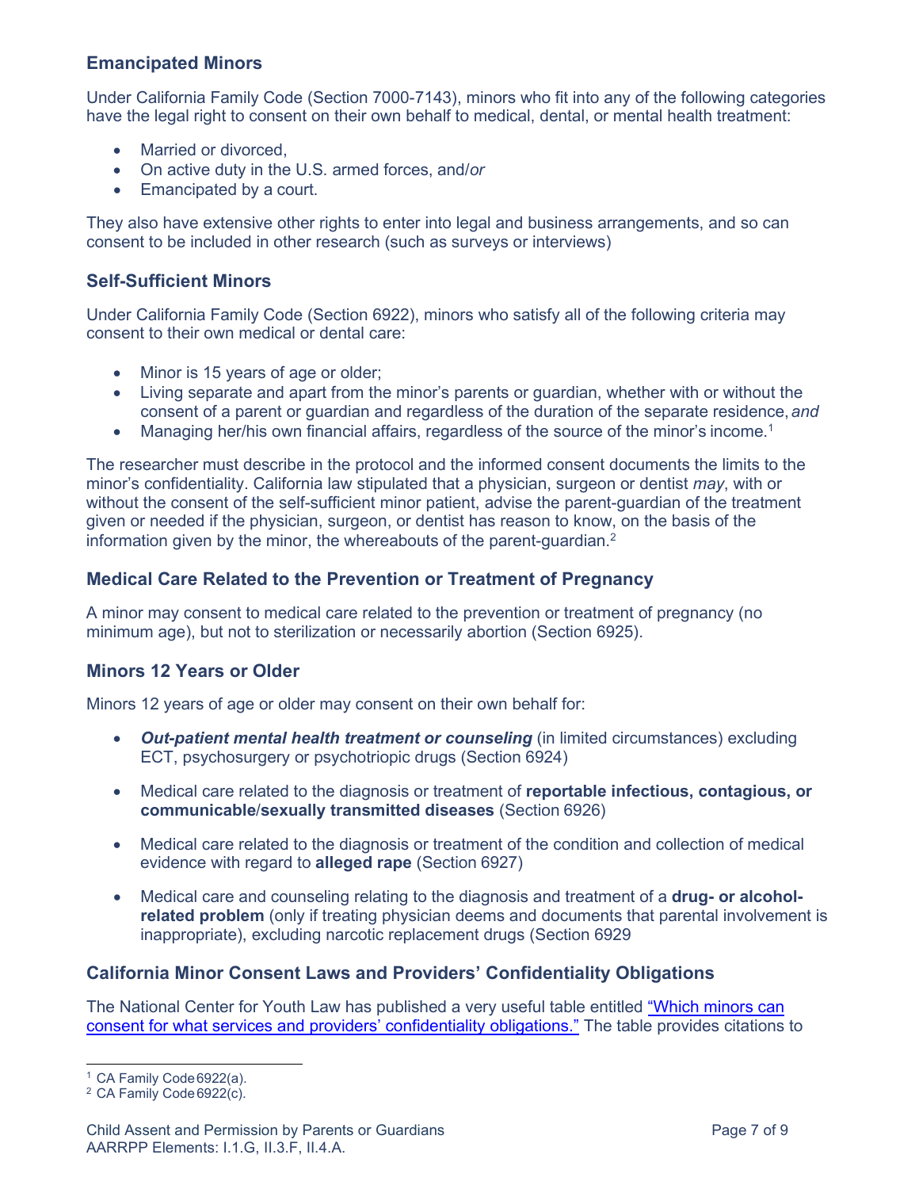### Emancipated Minors

Under California Family Code (Section 7000-7143), minors who fit into any of the following categories have the legal right to consent on their own behalf to medical, dental, or mental health treatment:

- Married or divorced,
- On active duty in the U.S. armed forces, and/*or*
- Emancipated by a court.

They also have extensive other rights to enter into legal and business arrangements, and so can consent to be included in other research (such as surveys or interviews)

### Self-Sufficient Minors

Under California Family Code (Section 6922), minors who satisfy all of the following criteria may consent to their own medical or dental care:

- Minor is 15 years of age or older;
- Living separate and apart from the minor's parents or guardian, whether with or without the consent of a parent or guardian and regardless of the duration of the separate residence, *and*
- Managing her/his own financial affairs, regardless of the source of the minor's income.[1]

The researcher must describe in the protocol and the informed consent documents the limits to the minor's confidentiality. California law stipulated that a physician, surgeon or dentist *may*, with or without the consent of the self-sufficient minor patient, advise the parent-guardian of the treatment given or needed if the physician, surgeon, or dentist has reason to know, on the basis of the information given by the minor, the whereabouts of the parent-guardian.[2]

### Medical Care Related to the Prevention or Treatment of Pregnancy

A minor may consent to medical care related to the prevention or treatment of pregnancy (no minimum age), but not to sterilization or necessarily abortion (Section 6925).

### Minors 12 Years or Older

Minors 12 years of age or older may consent on their own behalf for:

- ***Out-patient mental health treatment or counseling*** (in limited circumstances) excluding ECT, psychosurgery or psychotriopic drugs (Section 6924)
- Medical care related to the diagnosis or treatment of **reportable infectious, contagious, or communicable/sexually transmitted diseases** (Section 6926)
- Medical care related to the diagnosis or treatment of the condition and collection of medical evidence with regard to **alleged rape** (Section 6927)
- Medical care and counseling relating to the diagnosis and treatment of a **drug- or alcohol-related problem** (only if treating physician deems and documents that parental involvement is inappropriate), excluding narcotic replacement drugs (Section 6929

### California Minor Consent Laws and Providers' Confidentiality Obligations

The National Center for Youth Law has published a very useful table entitled "Which minors can consent for what services and providers' confidentiality obligations." The table provides citations to

[1] CA Family Code 6922(a).
[2] CA Family Code 6922(c).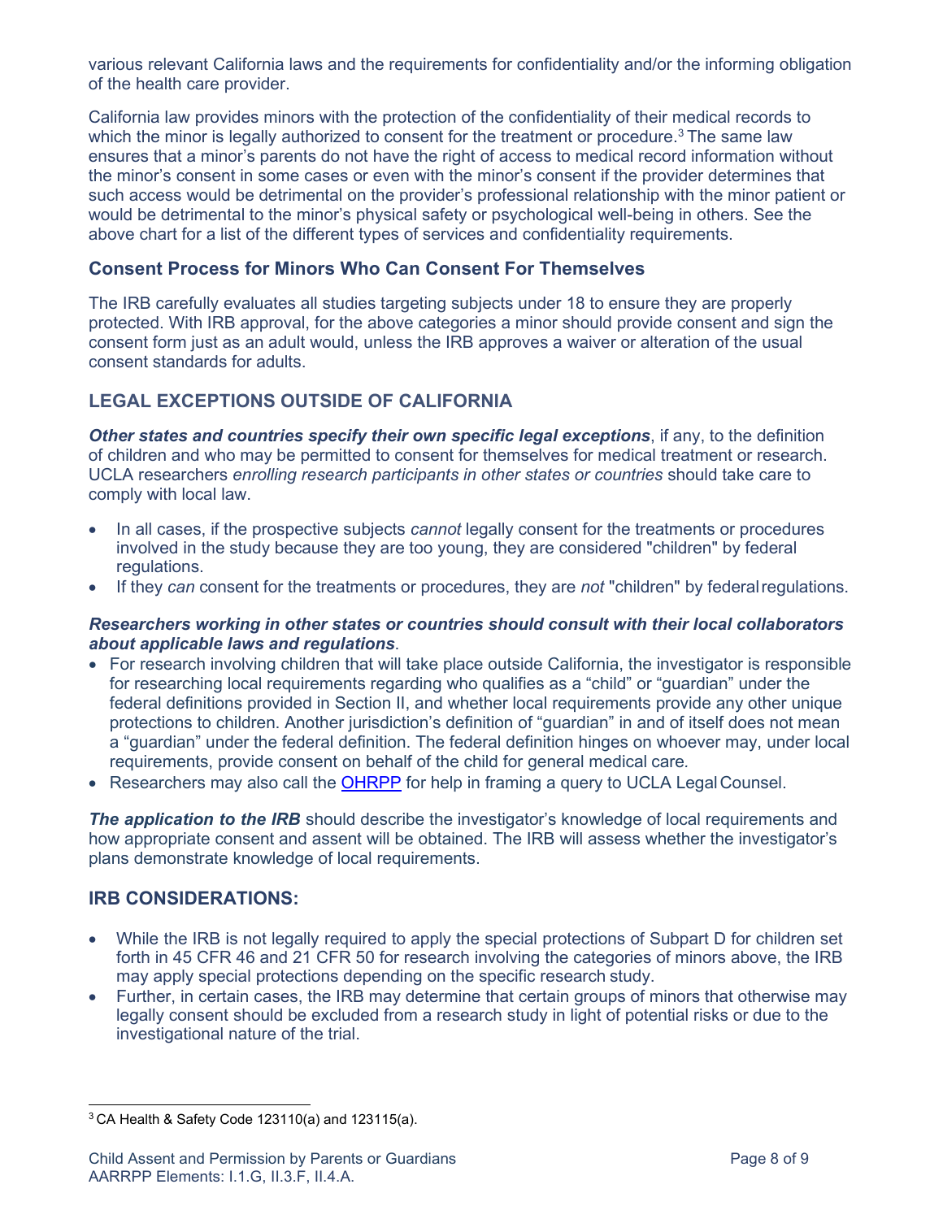various relevant California laws and the requirements for confidentiality and/or the informing obligation of the health care provider.

California law provides minors with the protection of the confidentiality of their medical records to which the minor is legally authorized to consent for the treatment or procedure.[3] The same law ensures that a minor's parents do not have the right of access to medical record information without the minor's consent in some cases or even with the minor's consent if the provider determines that such access would be detrimental on the provider's professional relationship with the minor patient or would be detrimental to the minor's physical safety or psychological well-being in others. See the above chart for a list of the different types of services and confidentiality requirements.

### Consent Process for Minors Who Can Consent For Themselves

The IRB carefully evaluates all studies targeting subjects under 18 to ensure they are properly protected. With IRB approval, for the above categories a minor should provide consent and sign the consent form just as an adult would, unless the IRB approves a waiver or alteration of the usual consent standards for adults.

## LEGAL EXCEPTIONS OUTSIDE OF CALIFORNIA

***Other states and countries specify their own specific legal exceptions***, if any, to the definition of children and who may be permitted to consent for themselves for medical treatment or research. UCLA researchers *enrolling research participants in other states or countries* should take care to comply with local law.

- In all cases, if the prospective subjects *cannot* legally consent for the treatments or procedures involved in the study because they are too young, they are considered "children" by federal regulations.
- If they *can* consent for the treatments or procedures, they are *not* "children" by federal regulations.

***Researchers working in other states or countries should consult with their local collaborators about applicable laws and regulations***.

- For research involving children that will take place outside California, the investigator is responsible for researching local requirements regarding who qualifies as a "child" or "guardian" under the federal definitions provided in Section II, and whether local requirements provide any other unique protections to children. Another jurisdiction's definition of "guardian" in and of itself does not mean a "guardian" under the federal definition. The federal definition hinges on whoever may, under local requirements, provide consent on behalf of the child for general medical care.
- Researchers may also call the OHRPP for help in framing a query to UCLA Legal Counsel.

***The application to the IRB*** should describe the investigator's knowledge of local requirements and how appropriate consent and assent will be obtained. The IRB will assess whether the investigator's plans demonstrate knowledge of local requirements.

## IRB CONSIDERATIONS:

- While the IRB is not legally required to apply the special protections of Subpart D for children set forth in 45 CFR 46 and 21 CFR 50 for research involving the categories of minors above, the IRB may apply special protections depending on the specific research study.
- Further, in certain cases, the IRB may determine that certain groups of minors that otherwise may legally consent should be excluded from a research study in light of potential risks or due to the investigational nature of the trial.

---

[3] CA Health & Safety Code 123110(a) and 123115(a).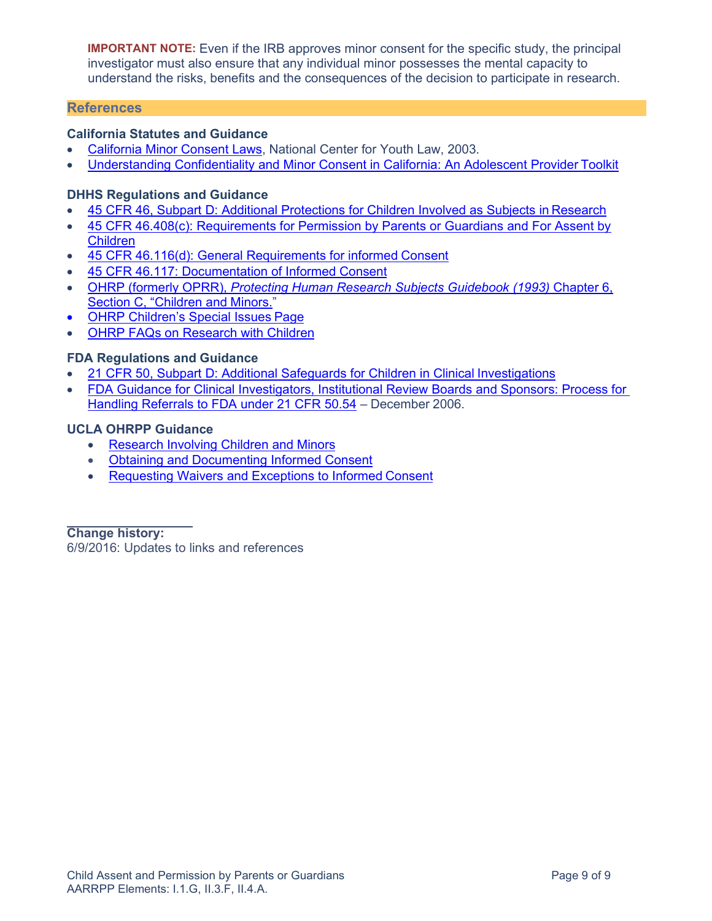**IMPORTANT NOTE:** Even if the IRB approves minor consent for the specific study, the principal investigator must also ensure that any individual minor possesses the mental capacity to understand the risks, benefits and the consequences of the decision to participate in research.

## References

**California Statutes and Guidance**

- California Minor Consent Laws, National Center for Youth Law, 2003.
- Understanding Confidentiality and Minor Consent in California: An Adolescent Provider Toolkit

**DHHS Regulations and Guidance**

- 45 CFR 46, Subpart D: Additional Protections for Children Involved as Subjects in Research
- 45 CFR 46.408(c): Requirements for Permission by Parents or Guardians and For Assent by Children
- 45 CFR 46.116(d): General Requirements for informed Consent
- 45 CFR 46.117: Documentation of Informed Consent
- OHRP (formerly OPRR), *Protecting Human Research Subjects Guidebook (1993)* Chapter 6, Section C, "Children and Minors."
- OHRP Children's Special Issues Page
- OHRP FAQs on Research with Children

**FDA Regulations and Guidance**

- 21 CFR 50, Subpart D: Additional Safeguards for Children in Clinical Investigations
- FDA Guidance for Clinical Investigators, Institutional Review Boards and Sponsors: Process for Handling Referrals to FDA under 21 CFR 50.54 – December 2006.

**UCLA OHRPP Guidance**

- Research Involving Children and Minors
- Obtaining and Documenting Informed Consent
- Requesting Waivers and Exceptions to Informed Consent

**Change history:**
6/9/2016: Updates to links and references